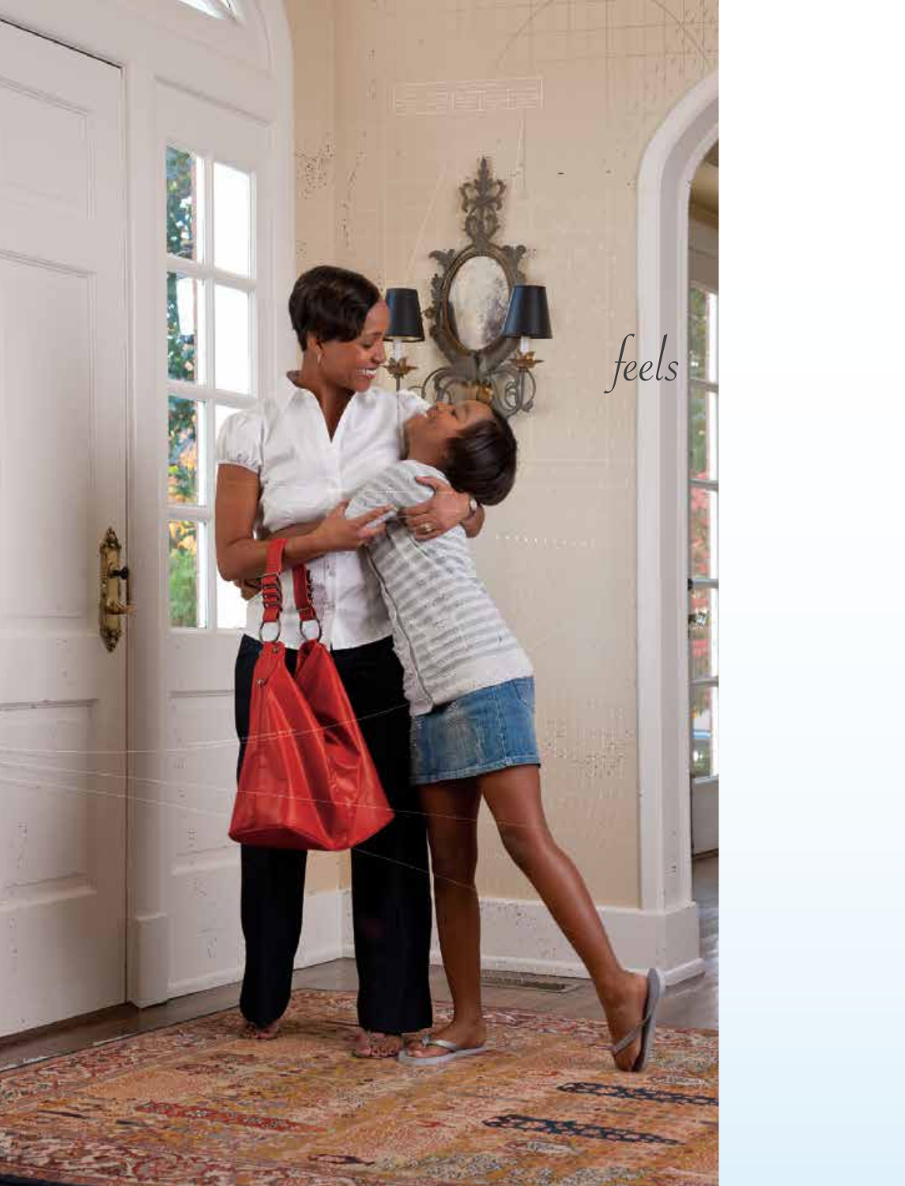*feels*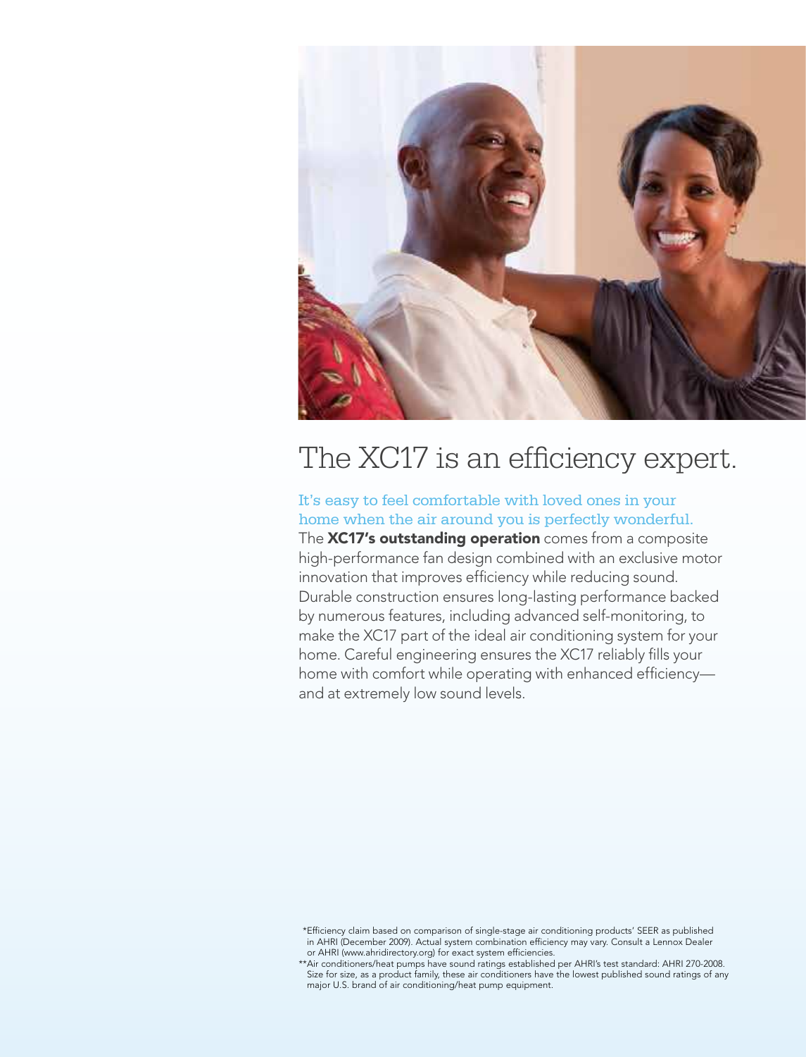# The XC17 is an efficiency expert.

It's easy to feel comfortable with loved ones in your home when the air around you is perfectly wonderful.

The **XC17's outstanding operation** comes from a composite high-performance fan design combined with an exclusive motor innovation that improves efficiency while reducing sound. Durable construction ensures long-lasting performance backed by numerous features, including advanced self-monitoring, to make the XC17 part of the ideal air conditioning system for your home. Careful engineering ensures the XC17 reliably fills your home with comfort while operating with enhanced efficiency—and at extremely low sound levels.

*Efficiency claim based on comparison of single-stage air conditioning products' SEER as published in AHRI (December 2009). Actual system combination efficiency may vary. Consult a Lennox Dealer or AHRI (www.ahridirectory.org) for exact system efficiencies.

**Air conditioners/heat pumps have sound ratings established per AHRI's test standard: AHRI 270-2008. Size for size, as a product family, these air conditioners have the lowest published sound ratings of any major U.S. brand of air conditioning/heat pump equipment.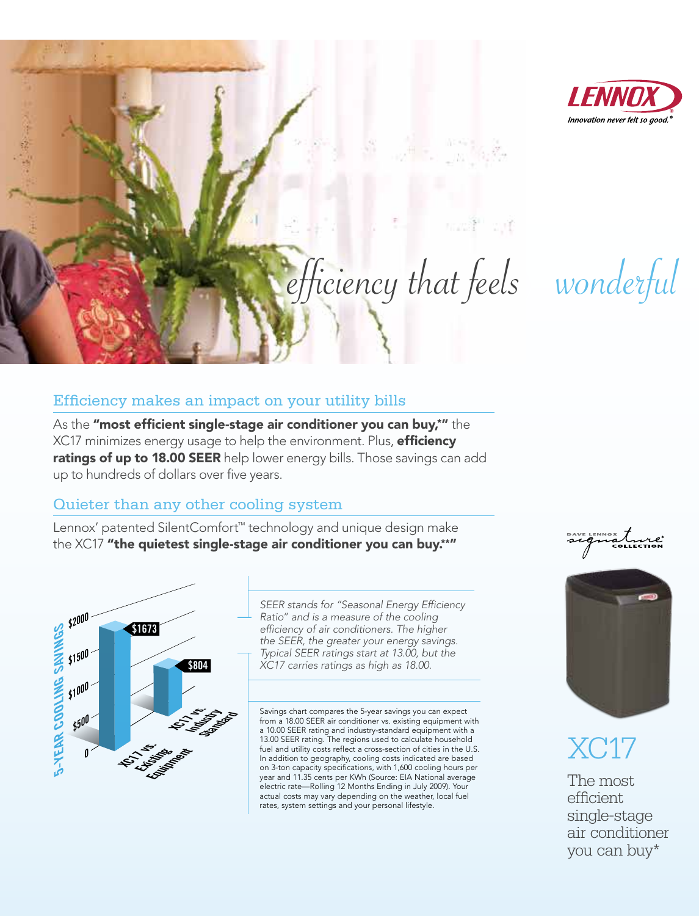LENNOX

*Innovation never felt so good.*®

*efficiency that feels wonderful*

## Efficiency makes an impact on your utility bills

As the **"most efficient single-stage air conditioner you can buy,\*"** the XC17 minimizes energy usage to help the environment. Plus, **efficiency ratings of up to 18.00 SEER** help lower energy bills. Those savings can add up to hundreds of dollars over five years.

## Quieter than any other cooling system

Lennox' patented SilentComfort™ technology and unique design make the XC17 **"the quietest single-stage air conditioner you can buy.\*\*"**

5-YEAR COOLING SAVINGS

| | 5-Year Cooling Savings |
|---|---|
| XC17 vs. Existing Equipment | $1673 |
| XC17 vs. Industry Standard | $804 |

*SEER stands for "Seasonal Energy Efficiency Ratio" and is a measure of the cooling efficiency of air conditioners. The higher the SEER, the greater your energy savings. Typical SEER ratings start at 13.00, but the XC17 carries ratings as high as 18.00.*

Savings chart compares the 5-year savings you can expect from a 18.00 SEER air conditioner vs. existing equipment with a 10.00 SEER rating and industry-standard equipment with a 13.00 SEER rating. The regions used to calculate household fuel and utility costs reflect a cross-section of cities in the U.S. In addition to geography, cooling costs indicated are based on 3-ton capacity specifications, with 1,600 cooling hours per year and 11.35 cents per KWh (Source: EIA National average electric rate—Rolling 12 Months Ending in July 2009). Your actual costs may vary depending on the weather, local fuel rates, system settings and your personal lifestyle.

DAVE LENNOX signature® COLLECTION

# XC17

The most efficient single-stage air conditioner you can buy*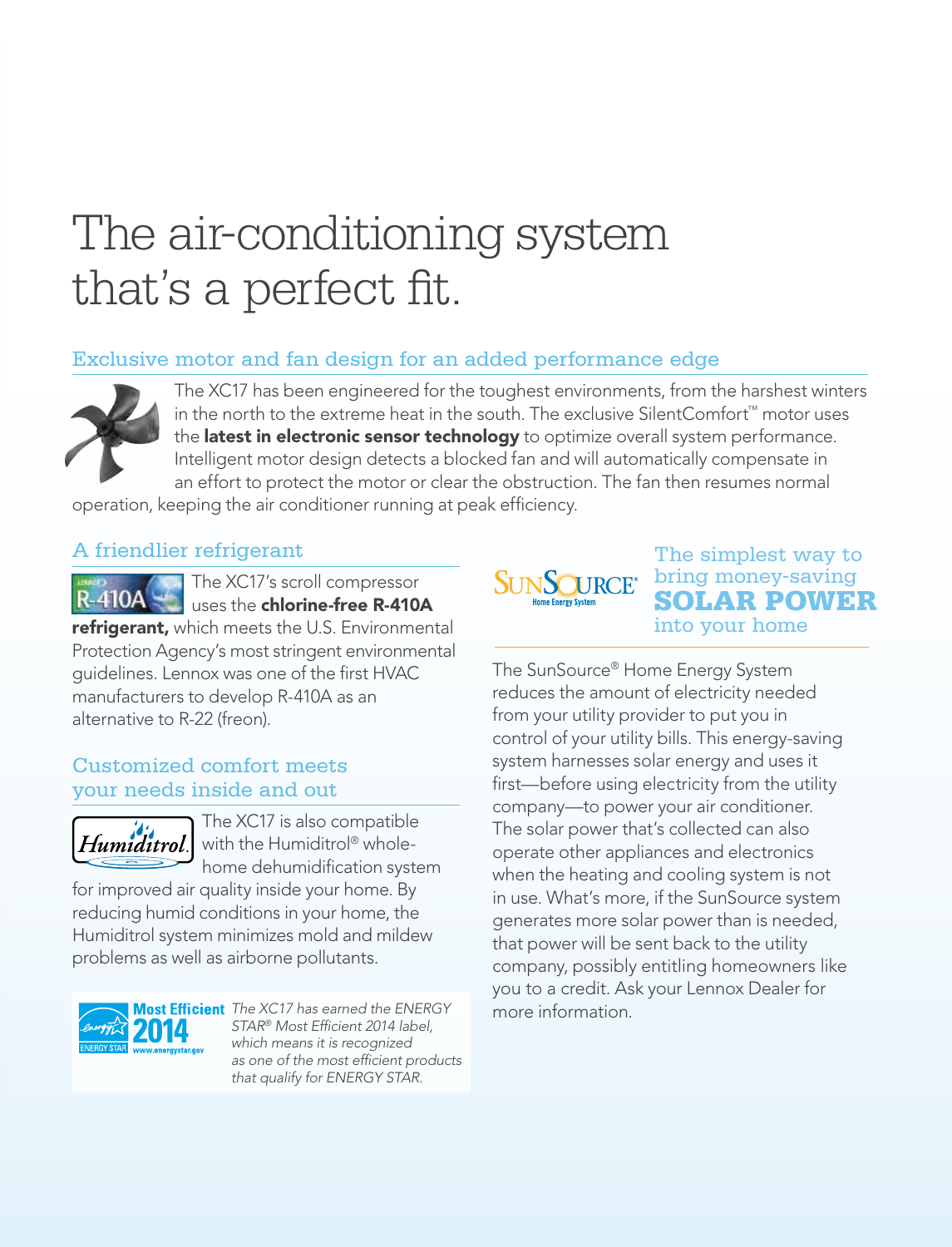# The air-conditioning system that's a perfect fit.

## Exclusive motor and fan design for an added performance edge

The XC17 has been engineered for the toughest environments, from the harshest winters in the north to the extreme heat in the south. The exclusive SilentComfort™ motor uses the **latest in electronic sensor technology** to optimize overall system performance. Intelligent motor design detects a blocked fan and will automatically compensate in an effort to protect the motor or clear the obstruction. The fan then resumes normal operation, keeping the air conditioner running at peak efficiency.

## A friendlier refrigerant

The XC17's scroll compressor uses the **chlorine-free R-410A refrigerant,** which meets the U.S. Environmental Protection Agency's most stringent environmental guidelines. Lennox was one of the first HVAC manufacturers to develop R-410A as an alternative to R-22 (freon).

## Customized comfort meets your needs inside and out

The XC17 is also compatible with the Humiditrol® whole-home dehumidification system for improved air quality inside your home. By reducing humid conditions in your home, the Humiditrol system minimizes mold and mildew problems as well as airborne pollutants.

*The XC17 has earned the ENERGY STAR® Most Efficient 2014 label, which means it is recognized as one of the most efficient products that qualify for ENERGY STAR.*

## The simplest way to bring money-saving SOLAR POWER into your home

The SunSource® Home Energy System reduces the amount of electricity needed from your utility provider to put you in control of your utility bills. This energy-saving system harnesses solar energy and uses it first—before using electricity from the utility company—to power your air conditioner. The solar power that's collected can also operate other appliances and electronics when the heating and cooling system is not in use. What's more, if the SunSource system generates more solar power than is needed, that power will be sent back to the utility company, possibly entitling homeowners like you to a credit. Ask your Lennox Dealer for more information.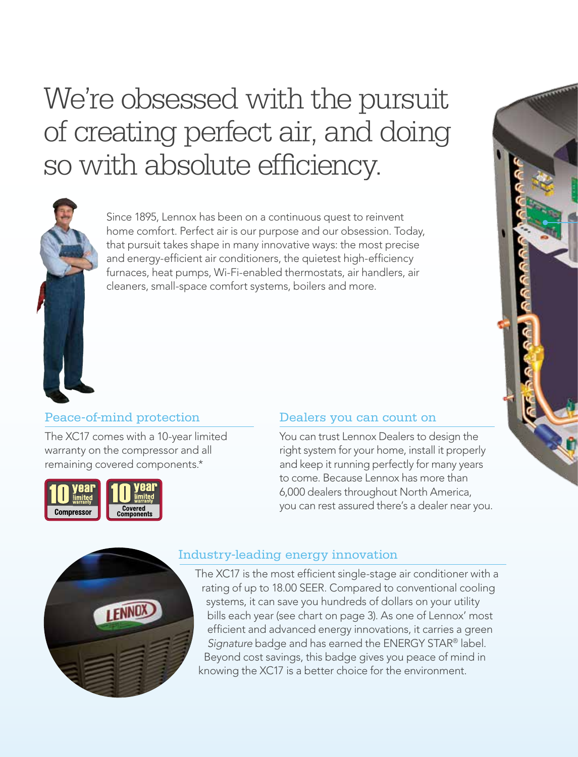# We're obsessed with the pursuit of creating perfect air, and doing so with absolute efficiency.

Since 1895, Lennox has been on a continuous quest to reinvent home comfort. Perfect air is our purpose and our obsession. Today, that pursuit takes shape in many innovative ways: the most precise and energy-efficient air conditioners, the quietest high-efficiency furnaces, heat pumps, Wi-Fi-enabled thermostats, air handlers, air cleaners, small-space comfort systems, boilers and more.

## Peace-of-mind protection

The XC17 comes with a 10-year limited warranty on the compressor and all remaining covered components.*

10 year limited warranty Compressor

10 year limited warranty Covered Components

## Dealers you can count on

You can trust Lennox Dealers to design the right system for your home, install it properly and keep it running perfectly for many years to come. Because Lennox has more than 6,000 dealers throughout North America, you can rest assured there's a dealer near you.

## Industry-leading energy innovation

The XC17 is the most efficient single-stage air conditioner with a rating of up to 18.00 SEER. Compared to conventional cooling systems, it can save you hundreds of dollars on your utility bills each year (see chart on page 3). As one of Lennox' most efficient and advanced energy innovations, it carries a green *Signature* badge and has earned the ENERGY STAR® label. Beyond cost savings, this badge gives you peace of mind in knowing the XC17 is a better choice for the environment.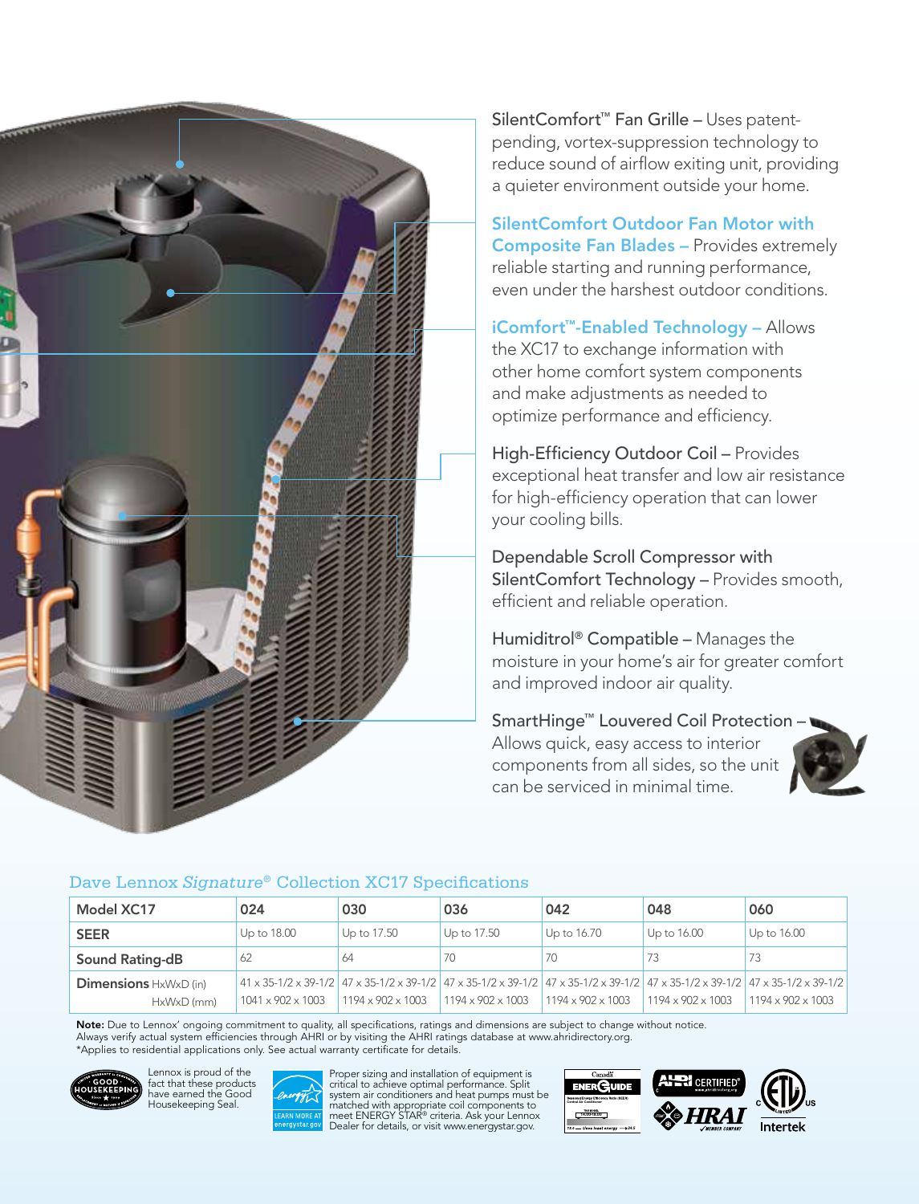**SilentComfort™ Fan Grille** – Uses patent-pending, vortex-suppression technology to reduce sound of airflow exiting unit, providing a quieter environment outside your home.

**SilentComfort Outdoor Fan Motor with Composite Fan Blades** – Provides extremely reliable starting and running performance, even under the harshest outdoor conditions.

**iComfort™-Enabled Technology** – Allows the XC17 to exchange information with other home comfort system components and make adjustments as needed to optimize performance and efficiency.

**High-Efficiency Outdoor Coil** – Provides exceptional heat transfer and low air resistance for high-efficiency operation that can lower your cooling bills.

**Dependable Scroll Compressor with SilentComfort Technology** – Provides smooth, efficient and reliable operation.

**Humiditrol® Compatible** – Manages the moisture in your home's air for greater comfort and improved indoor air quality.

**SmartHinge™ Louvered Coil Protection** – Allows quick, easy access to interior components from all sides, so the unit can be serviced in minimal time.

## Dave Lennox *Signature*® Collection XC17 Specifications

| Model XC17 | 024 | 030 | 036 | 042 | 048 | 060 |
|---|---|---|---|---|---|---|
| **SEER** | Up to 18.00 | Up to 17.50 | Up to 17.50 | Up to 16.70 | Up to 16.00 | Up to 16.00 |
| **Sound Rating-dB** | 62 | 64 | 70 | 70 | 73 | 73 |
| **Dimensions** HxWxD (in) | 41 x 35-1/2 x 39-1/2 | 47 x 35-1/2 x 39-1/2 | 47 x 35-1/2 x 39-1/2 | 47 x 35-1/2 x 39-1/2 | 47 x 35-1/2 x 39-1/2 | 47 x 35-1/2 x 39-1/2 |
| HxWxD (mm) | 1041 x 902 x 1003 | 1194 x 902 x 1003 | 1194 x 902 x 1003 | 1194 x 902 x 1003 | 1194 x 902 x 1003 | 1194 x 902 x 1003 |

**Note:** Due to Lennox' ongoing commitment to quality, all specifications, ratings and dimensions are subject to change without notice. Always verify actual system efficiencies through AHRI or by visiting the AHRI ratings database at www.ahridirectory.org.
*Applies to residential applications only. See actual warranty certificate for details.

Lennox is proud of the fact that these products have earned the Good Housekeeping Seal.

Proper sizing and installation of equipment is critical to achieve optimal performance. Split system air conditioners and heat pumps must be matched with appropriate coil components to meet ENERGY STAR® criteria. Ask your Lennox Dealer for details, or visit www.energystar.gov.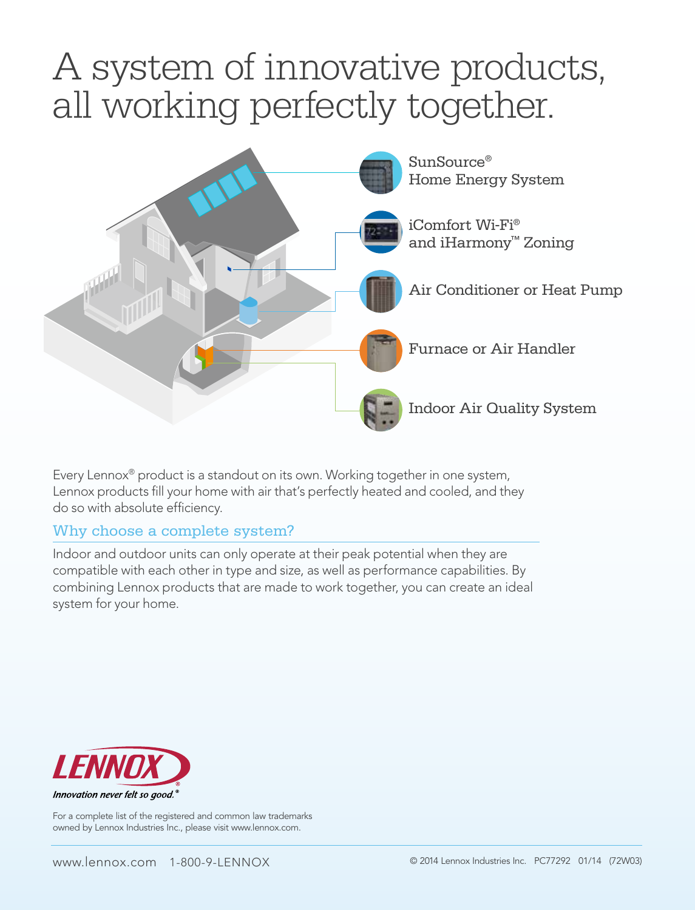# A system of innovative products, all working perfectly together.

SunSource® Home Energy System

iComfort Wi-Fi® and iHarmony™ Zoning

Air Conditioner or Heat Pump

Furnace or Air Handler

Indoor Air Quality System

Every Lennox® product is a standout on its own. Working together in one system, Lennox products fill your home with air that's perfectly heated and cooled, and they do so with absolute efficiency.

## Why choose a complete system?

Indoor and outdoor units can only operate at their peak potential when they are compatible with each other in type and size, as well as performance capabilities. By combining Lennox products that are made to work together, you can create an ideal system for your home.

LENNOX®

*Innovation never felt so good.®*

For a complete list of the registered and common law trademarks owned by Lennox Industries Inc., please visit www.lennox.com.

www.lennox.com 1-800-9-LENNOX

© 2014 Lennox Industries Inc. PC77292 01/14 (72W03)